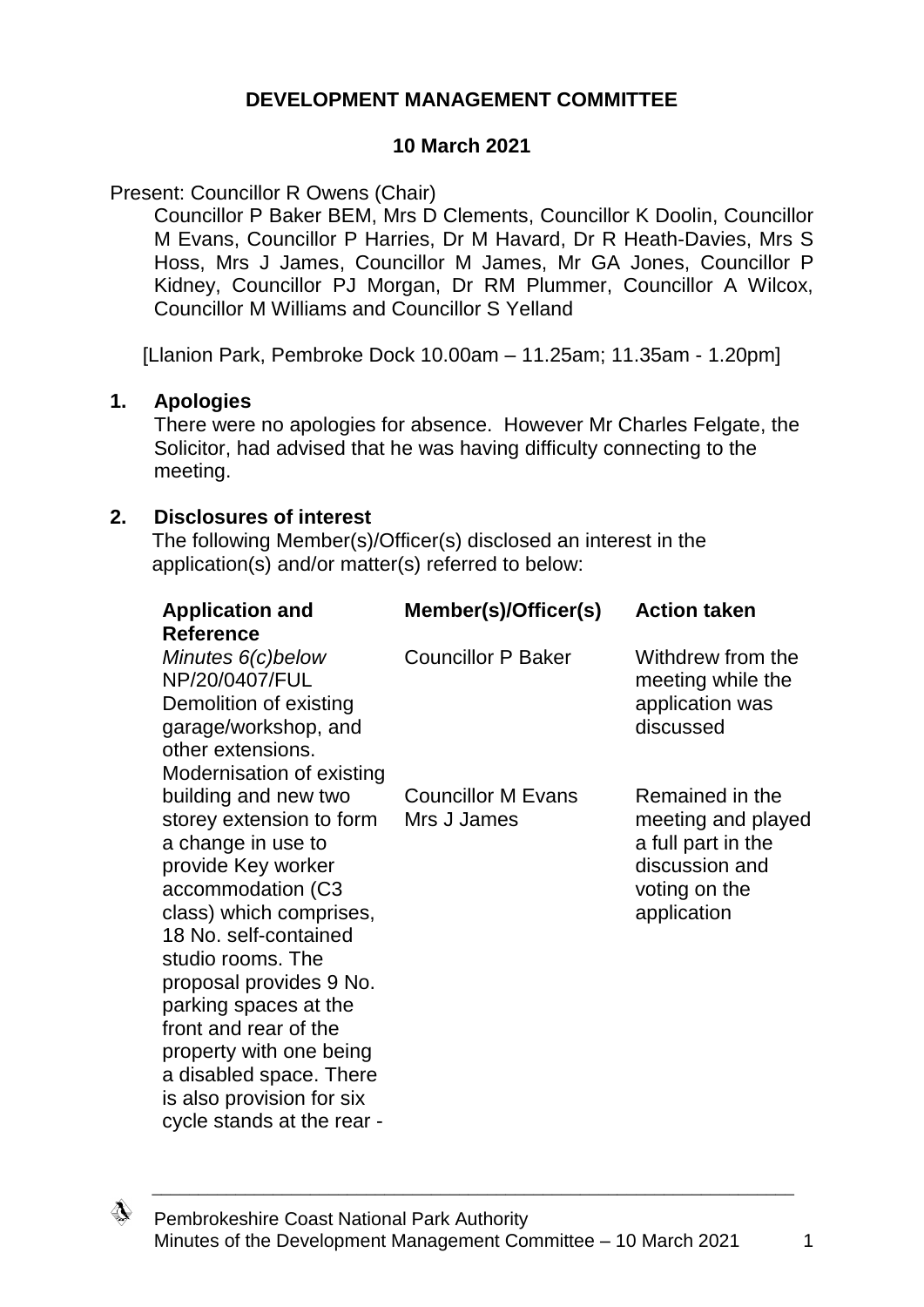**DEVELOPMENT MANAGEMENT COMMITTEE**

**10 March 2021**

Present: Councillor R Owens (Chair)

Councillor P Baker BEM, Mrs D Clements, Councillor K Doolin, Councillor M Evans, Councillor P Harries, Dr M Havard, Dr R Heath-Davies, Mrs S Hoss, Mrs J James, Councillor M James, Mr GA Jones, Councillor P Kidney, Councillor PJ Morgan, Dr RM Plummer, Councillor A Wilcox, Councillor M Williams and Councillor S Yelland

[Llanion Park, Pembroke Dock 10.00am – 11.25am; 11.35am - 1.20pm]

## 1. Apologies

There were no apologies for absence. However Mr Charles Felgate, the Solicitor, had advised that he was having difficulty connecting to the meeting.

## 2. Disclosures of interest

The following Member(s)/Officer(s) disclosed an interest in the application(s) and/or matter(s) referred to below:

| Application and Reference | Member(s)/Officer(s) | Action taken |
|---|---|---|
| *Minutes 6(c)below* NP/20/0407/FUL Demolition of existing garage/workshop, and other extensions. Modernisation of existing building and new two storey extension to form a change in use to provide Key worker accommodation (C3 class) which comprises, 18 No. self-contained studio rooms. The proposal provides 9 No. parking spaces at the front and rear of the property with one being a disabled space. There is also provision for six cycle stands at the rear - | Councillor P Baker | Withdrew from the meeting while the application was discussed |
| | Councillor M Evans<br>Mrs J James | Remained in the meeting and played a full part in the discussion and voting on the application |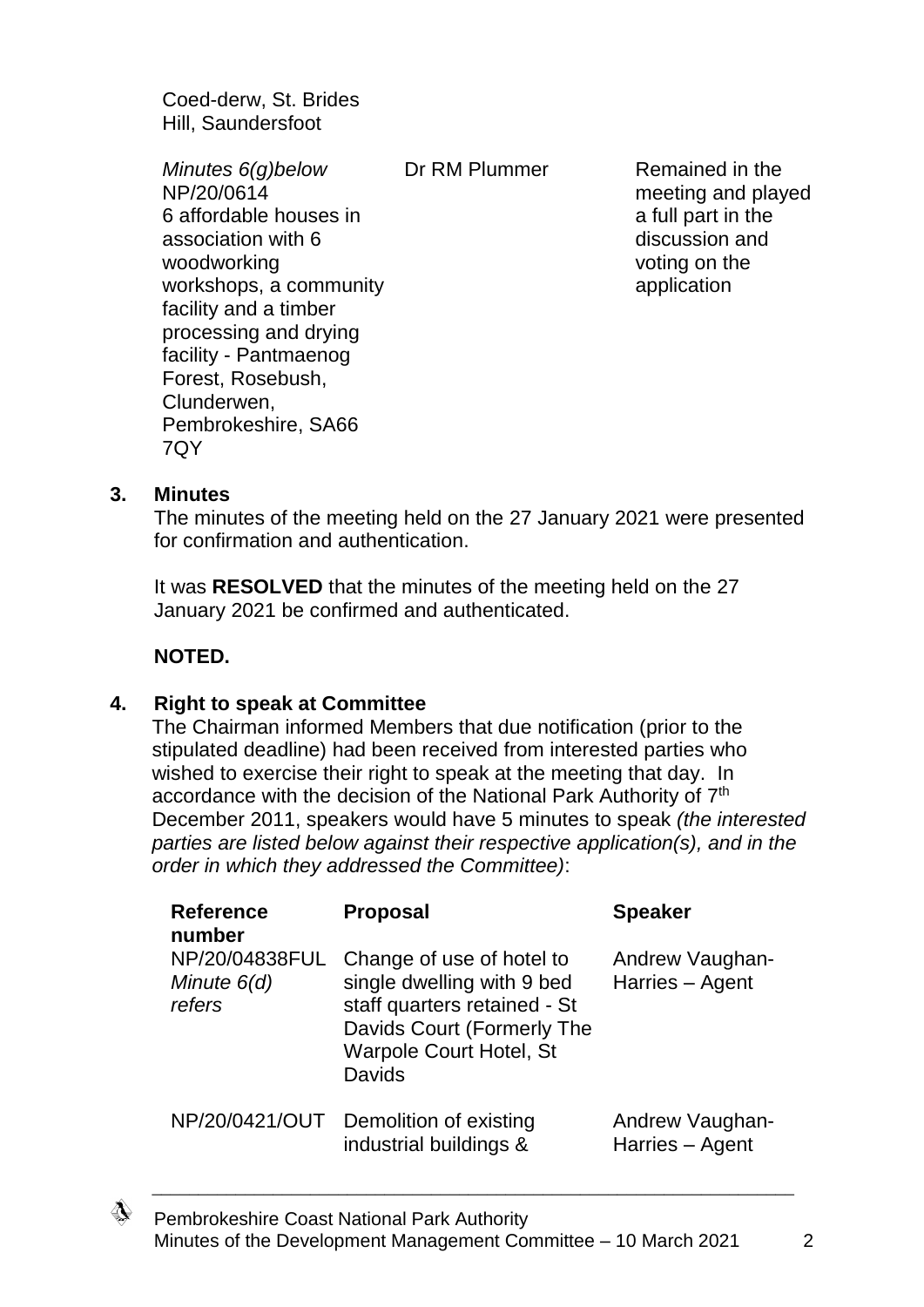| | | |
|---|---|---|
| Coed-derw, St. Brides Hill, Saundersfoot | | |
| *Minutes 6(g)below* NP/20/0614 6 affordable houses in association with 6 woodworking workshops, a community facility and a timber processing and drying facility - Pantmaenog Forest, Rosebush, Clunderwen, Pembrokeshire, SA66 7QY | Dr RM Plummer | Remained in the meeting and played a full part in the discussion and voting on the application |

**3. Minutes**

The minutes of the meeting held on the 27 January 2021 were presented for confirmation and authentication.

It was **RESOLVED** that the minutes of the meeting held on the 27 January 2021 be confirmed and authenticated.

**NOTED.**

**4. Right to speak at Committee**

The Chairman informed Members that due notification (prior to the stipulated deadline) had been received from interested parties who wished to exercise their right to speak at the meeting that day. In accordance with the decision of the National Park Authority of 7th December 2011, speakers would have 5 minutes to speak *(the interested parties are listed below against their respective application(s), and in the order in which they addressed the Committee)*:

| Reference number | Proposal | Speaker |
|---|---|---|
| NP/20/04838FUL *Minute 6(d) refers* | Change of use of hotel to single dwelling with 9 bed staff quarters retained - St Davids Court (Formerly The Warpole Court Hotel, St Davids | Andrew Vaughan-Harries – Agent |
| NP/20/0421/OUT | Demolition of existing industrial buildings & | Andrew Vaughan-Harries – Agent |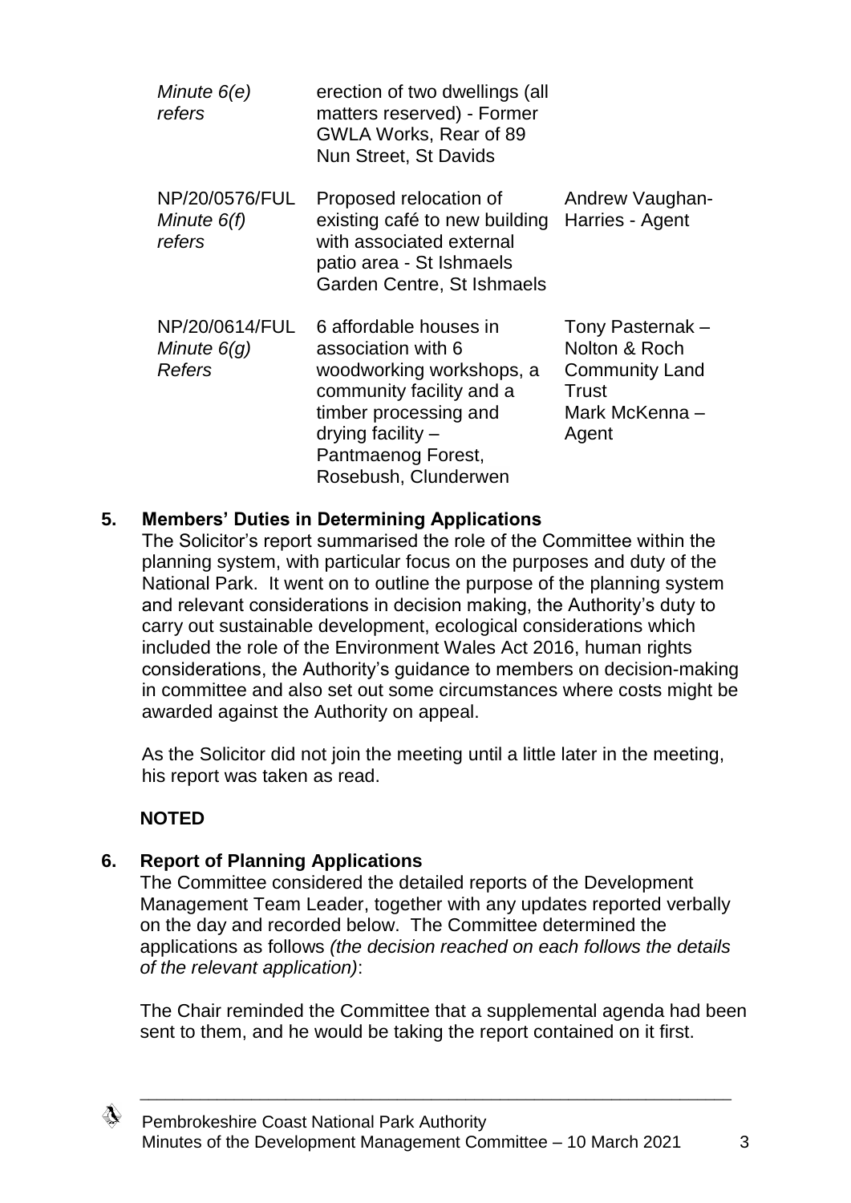| | | |
|---|---|---|
| *Minute 6(e) refers* | erection of two dwellings (all matters reserved) - Former GWLA Works, Rear of 89 Nun Street, St Davids | |
| NP/20/0576/FUL *Minute 6(f) refers* | Proposed relocation of existing café to new building with associated external patio area - St Ishmaels Garden Centre, St Ishmaels | Andrew Vaughan-Harries - Agent |
| NP/20/0614/FUL *Minute 6(g) Refers* | 6 affordable houses in association with 6 woodworking workshops, a community facility and a timber processing and drying facility – Pantmaenog Forest, Rosebush, Clunderwen | Tony Pasternak – Nolton & Roch Community Land Trust Mark McKenna – Agent |

**5. Members' Duties in Determining Applications**

The Solicitor's report summarised the role of the Committee within the planning system, with particular focus on the purposes and duty of the National Park. It went on to outline the purpose of the planning system and relevant considerations in decision making, the Authority's duty to carry out sustainable development, ecological considerations which included the role of the Environment Wales Act 2016, human rights considerations, the Authority's guidance to members on decision-making in committee and also set out some circumstances where costs might be awarded against the Authority on appeal.

As the Solicitor did not join the meeting until a little later in the meeting, his report was taken as read.

**NOTED**

**6. Report of Planning Applications**

The Committee considered the detailed reports of the Development Management Team Leader, together with any updates reported verbally on the day and recorded below. The Committee determined the applications as follows *(the decision reached on each follows the details of the relevant application)*:

The Chair reminded the Committee that a supplemental agenda had been sent to them, and he would be taking the report contained on it first.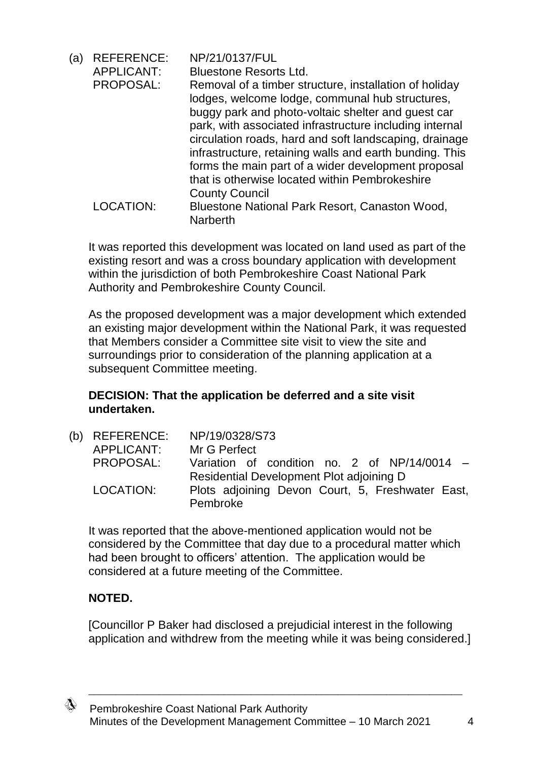(a) REFERENCE: NP/21/0137/FUL
APPLICANT: Bluestone Resorts Ltd.
PROPOSAL: Removal of a timber structure, installation of holiday lodges, welcome lodge, communal hub structures, buggy park and photo-voltaic shelter and guest car park, with associated infrastructure including internal circulation roads, hard and soft landscaping, drainage infrastructure, retaining walls and earth bunding. This forms the main part of a wider development proposal that is otherwise located within Pembrokeshire County Council
LOCATION: Bluestone National Park Resort, Canaston Wood, Narberth

It was reported this development was located on land used as part of the existing resort and was a cross boundary application with development within the jurisdiction of both Pembrokeshire Coast National Park Authority and Pembrokeshire County Council.

As the proposed development was a major development which extended an existing major development within the National Park, it was requested that Members consider a Committee site visit to view the site and surroundings prior to consideration of the planning application at a subsequent Committee meeting.

**DECISION: That the application be deferred and a site visit undertaken.**

(b) REFERENCE: NP/19/0328/S73
APPLICANT: Mr G Perfect
PROPOSAL: Variation of condition no. 2 of NP/14/0014 – Residential Development Plot adjoining D
LOCATION: Plots adjoining Devon Court, 5, Freshwater East, Pembroke

It was reported that the above-mentioned application would not be considered by the Committee that day due to a procedural matter which had been brought to officers' attention. The application would be considered at a future meeting of the Committee.

**NOTED.**

[Councillor P Baker had disclosed a prejudicial interest in the following application and withdrew from the meeting while it was being considered.]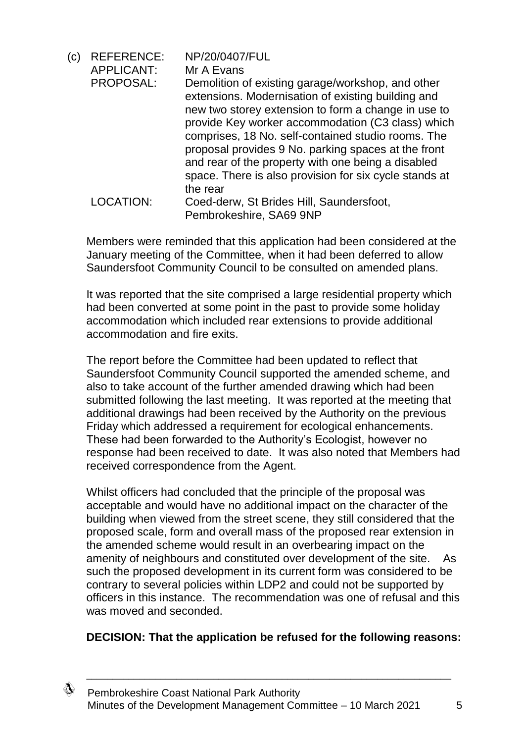(c) REFERENCE: NP/20/0407/FUL
APPLICANT: Mr A Evans
PROPOSAL: Demolition of existing garage/workshop, and other extensions. Modernisation of existing building and new two storey extension to form a change in use to provide Key worker accommodation (C3 class) which comprises, 18 No. self-contained studio rooms. The proposal provides 9 No. parking spaces at the front and rear of the property with one being a disabled space. There is also provision for six cycle stands at the rear
LOCATION: Coed-derw, St Brides Hill, Saundersfoot, Pembrokeshire, SA69 9NP

Members were reminded that this application had been considered at the January meeting of the Committee, when it had been deferred to allow Saundersfoot Community Council to be consulted on amended plans.

It was reported that the site comprised a large residential property which had been converted at some point in the past to provide some holiday accommodation which included rear extensions to provide additional accommodation and fire exits.

The report before the Committee had been updated to reflect that Saundersfoot Community Council supported the amended scheme, and also to take account of the further amended drawing which had been submitted following the last meeting. It was reported at the meeting that additional drawings had been received by the Authority on the previous Friday which addressed a requirement for ecological enhancements. These had been forwarded to the Authority's Ecologist, however no response had been received to date. It was also noted that Members had received correspondence from the Agent.

Whilst officers had concluded that the principle of the proposal was acceptable and would have no additional impact on the character of the building when viewed from the street scene, they still considered that the proposed scale, form and overall mass of the proposed rear extension in the amended scheme would result in an overbearing impact on the amenity of neighbours and constituted over development of the site. As such the proposed development in its current form was considered to be contrary to several policies within LDP2 and could not be supported by officers in this instance. The recommendation was one of refusal and this was moved and seconded.

**DECISION: That the application be refused for the following reasons:**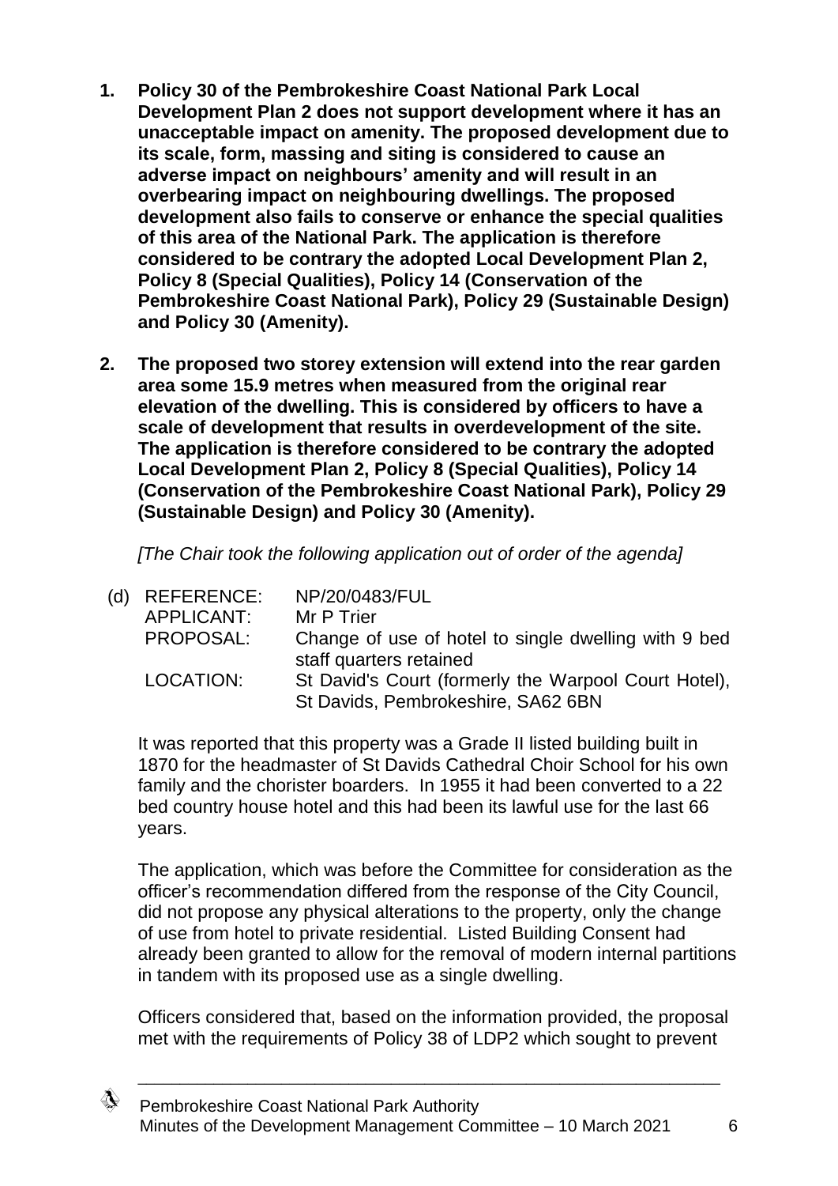1. **Policy 30 of the Pembrokeshire Coast National Park Local Development Plan 2 does not support development where it has an unacceptable impact on amenity. The proposed development due to its scale, form, massing and siting is considered to cause an adverse impact on neighbours' amenity and will result in an overbearing impact on neighbouring dwellings. The proposed development also fails to conserve or enhance the special qualities of this area of the National Park. The application is therefore considered to be contrary the adopted Local Development Plan 2, Policy 8 (Special Qualities), Policy 14 (Conservation of the Pembrokeshire Coast National Park), Policy 29 (Sustainable Design) and Policy 30 (Amenity).**

2. **The proposed two storey extension will extend into the rear garden area some 15.9 metres when measured from the original rear elevation of the dwelling. This is considered by officers to have a scale of development that results in overdevelopment of the site. The application is therefore considered to be contrary the adopted Local Development Plan 2, Policy 8 (Special Qualities), Policy 14 (Conservation of the Pembrokeshire Coast National Park), Policy 29 (Sustainable Design) and Policy 30 (Amenity).**

*[The Chair took the following application out of order of the agenda]*

(d) REFERENCE: NP/20/0483/FUL
APPLICANT: Mr P Trier
PROPOSAL: Change of use of hotel to single dwelling with 9 bed staff quarters retained
LOCATION: St David's Court (formerly the Warpool Court Hotel), St Davids, Pembrokeshire, SA62 6BN

It was reported that this property was a Grade II listed building built in 1870 for the headmaster of St Davids Cathedral Choir School for his own family and the chorister boarders. In 1955 it had been converted to a 22 bed country house hotel and this had been its lawful use for the last 66 years.

The application, which was before the Committee for consideration as the officer's recommendation differed from the response of the City Council, did not propose any physical alterations to the property, only the change of use from hotel to private residential. Listed Building Consent had already been granted to allow for the removal of modern internal partitions in tandem with its proposed use as a single dwelling.

Officers considered that, based on the information provided, the proposal met with the requirements of Policy 38 of LDP2 which sought to prevent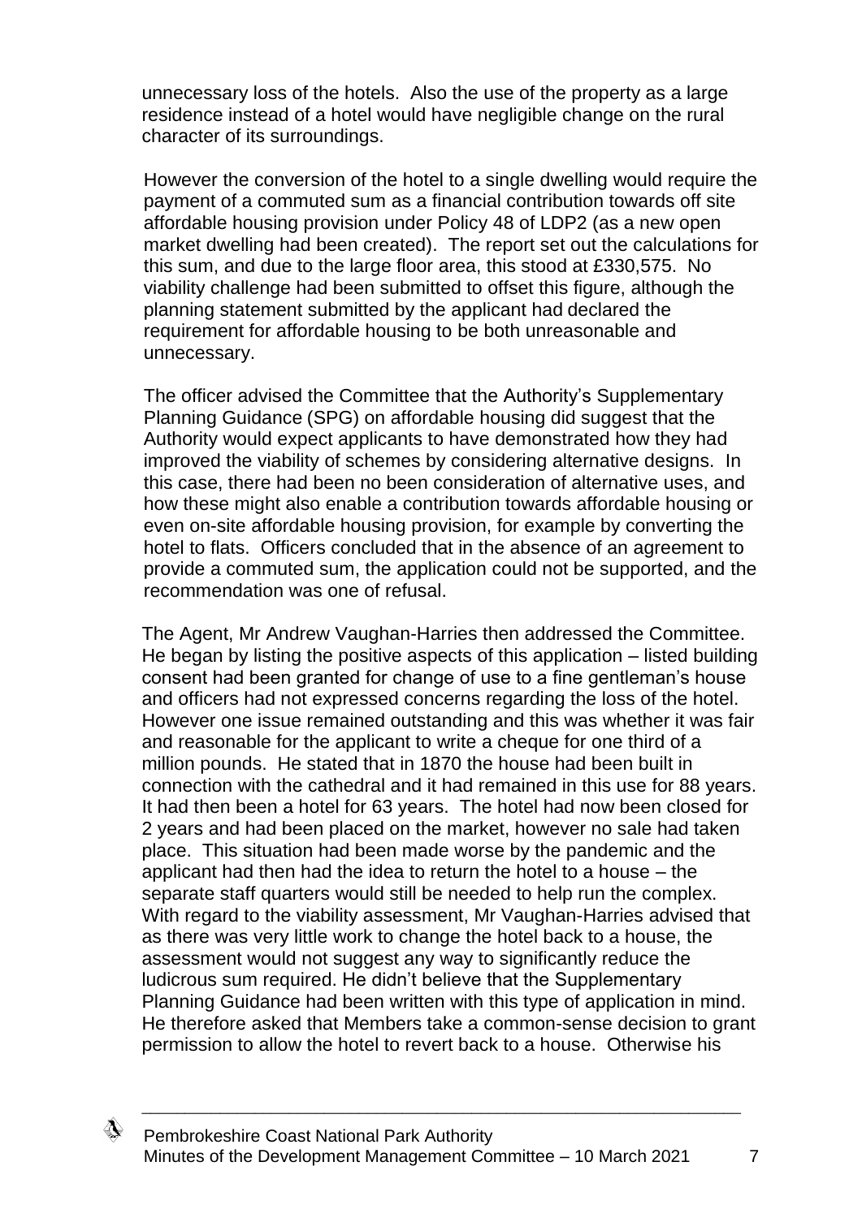unnecessary loss of the hotels. Also the use of the property as a large residence instead of a hotel would have negligible change on the rural character of its surroundings.

However the conversion of the hotel to a single dwelling would require the payment of a commuted sum as a financial contribution towards off site affordable housing provision under Policy 48 of LDP2 (as a new open market dwelling had been created). The report set out the calculations for this sum, and due to the large floor area, this stood at £330,575. No viability challenge had been submitted to offset this figure, although the planning statement submitted by the applicant had declared the requirement for affordable housing to be both unreasonable and unnecessary.

The officer advised the Committee that the Authority's Supplementary Planning Guidance (SPG) on affordable housing did suggest that the Authority would expect applicants to have demonstrated how they had improved the viability of schemes by considering alternative designs. In this case, there had been no been consideration of alternative uses, and how these might also enable a contribution towards affordable housing or even on-site affordable housing provision, for example by converting the hotel to flats. Officers concluded that in the absence of an agreement to provide a commuted sum, the application could not be supported, and the recommendation was one of refusal.

The Agent, Mr Andrew Vaughan-Harries then addressed the Committee. He began by listing the positive aspects of this application – listed building consent had been granted for change of use to a fine gentleman's house and officers had not expressed concerns regarding the loss of the hotel. However one issue remained outstanding and this was whether it was fair and reasonable for the applicant to write a cheque for one third of a million pounds. He stated that in 1870 the house had been built in connection with the cathedral and it had remained in this use for 88 years. It had then been a hotel for 63 years. The hotel had now been closed for 2 years and had been placed on the market, however no sale had taken place. This situation had been made worse by the pandemic and the applicant had then had the idea to return the hotel to a house – the separate staff quarters would still be needed to help run the complex. With regard to the viability assessment, Mr Vaughan-Harries advised that as there was very little work to change the hotel back to a house, the assessment would not suggest any way to significantly reduce the ludicrous sum required. He didn't believe that the Supplementary Planning Guidance had been written with this type of application in mind. He therefore asked that Members take a common-sense decision to grant permission to allow the hotel to revert back to a house. Otherwise his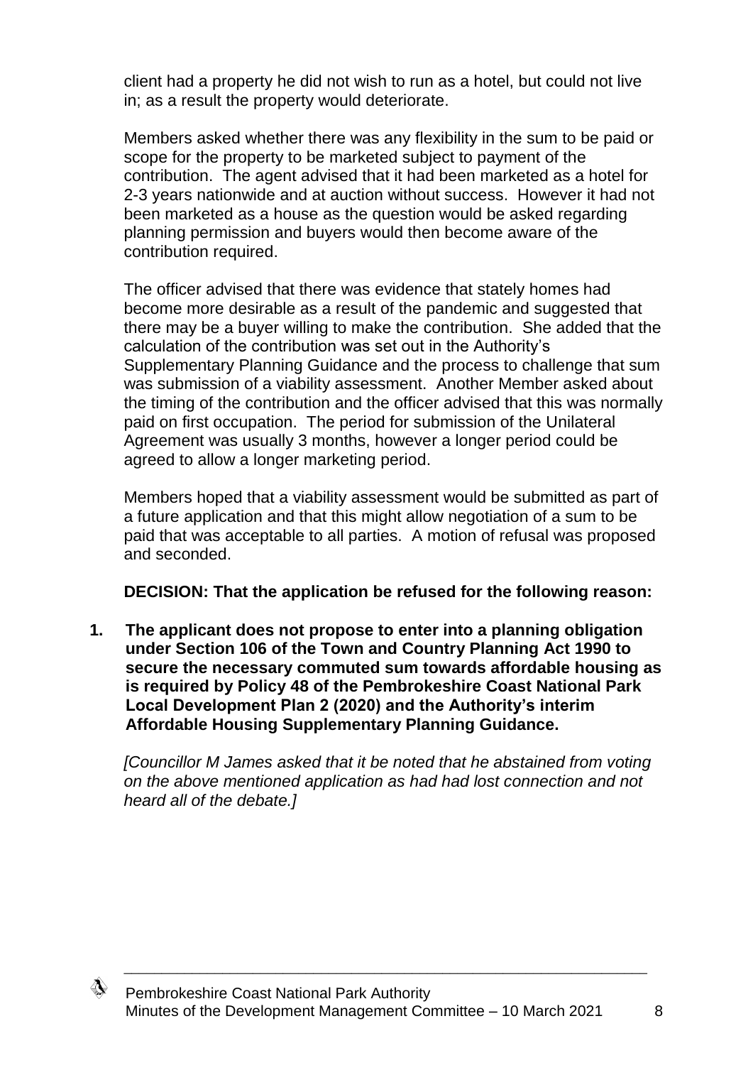client had a property he did not wish to run as a hotel, but could not live in; as a result the property would deteriorate.

Members asked whether there was any flexibility in the sum to be paid or scope for the property to be marketed subject to payment of the contribution. The agent advised that it had been marketed as a hotel for 2-3 years nationwide and at auction without success. However it had not been marketed as a house as the question would be asked regarding planning permission and buyers would then become aware of the contribution required.

The officer advised that there was evidence that stately homes had become more desirable as a result of the pandemic and suggested that there may be a buyer willing to make the contribution. She added that the calculation of the contribution was set out in the Authority's Supplementary Planning Guidance and the process to challenge that sum was submission of a viability assessment. Another Member asked about the timing of the contribution and the officer advised that this was normally paid on first occupation. The period for submission of the Unilateral Agreement was usually 3 months, however a longer period could be agreed to allow a longer marketing period.

Members hoped that a viability assessment would be submitted as part of a future application and that this might allow negotiation of a sum to be paid that was acceptable to all parties. A motion of refusal was proposed and seconded.

**DECISION: That the application be refused for the following reason:**

1. **The applicant does not propose to enter into a planning obligation under Section 106 of the Town and Country Planning Act 1990 to secure the necessary commuted sum towards affordable housing as is required by Policy 48 of the Pembrokeshire Coast National Park Local Development Plan 2 (2020) and the Authority's interim Affordable Housing Supplementary Planning Guidance.**

*[Councillor M James asked that it be noted that he abstained from voting on the above mentioned application as had had lost connection and not heard all of the debate.]*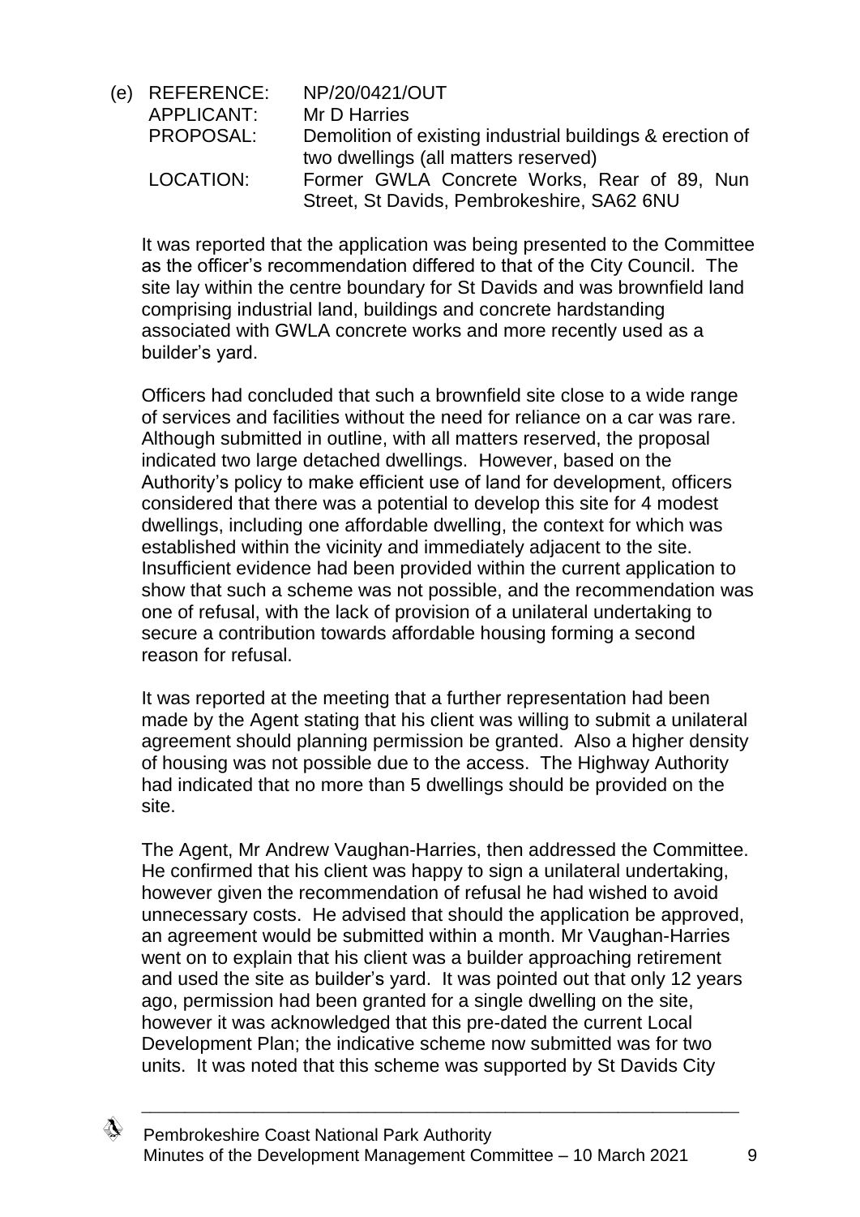(e) REFERENCE: NP/20/0421/OUT
APPLICANT: Mr D Harries
PROPOSAL: Demolition of existing industrial buildings & erection of two dwellings (all matters reserved)
LOCATION: Former GWLA Concrete Works, Rear of 89, Nun Street, St Davids, Pembrokeshire, SA62 6NU

It was reported that the application was being presented to the Committee as the officer's recommendation differed to that of the City Council. The site lay within the centre boundary for St Davids and was brownfield land comprising industrial land, buildings and concrete hardstanding associated with GWLA concrete works and more recently used as a builder's yard.

Officers had concluded that such a brownfield site close to a wide range of services and facilities without the need for reliance on a car was rare. Although submitted in outline, with all matters reserved, the proposal indicated two large detached dwellings. However, based on the Authority's policy to make efficient use of land for development, officers considered that there was a potential to develop this site for 4 modest dwellings, including one affordable dwelling, the context for which was established within the vicinity and immediately adjacent to the site. Insufficient evidence had been provided within the current application to show that such a scheme was not possible, and the recommendation was one of refusal, with the lack of provision of a unilateral undertaking to secure a contribution towards affordable housing forming a second reason for refusal.

It was reported at the meeting that a further representation had been made by the Agent stating that his client was willing to submit a unilateral agreement should planning permission be granted. Also a higher density of housing was not possible due to the access. The Highway Authority had indicated that no more than 5 dwellings should be provided on the site.

The Agent, Mr Andrew Vaughan-Harries, then addressed the Committee. He confirmed that his client was happy to sign a unilateral undertaking, however given the recommendation of refusal he had wished to avoid unnecessary costs. He advised that should the application be approved, an agreement would be submitted within a month. Mr Vaughan-Harries went on to explain that his client was a builder approaching retirement and used the site as builder's yard. It was pointed out that only 12 years ago, permission had been granted for a single dwelling on the site, however it was acknowledged that this pre-dated the current Local Development Plan; the indicative scheme now submitted was for two units. It was noted that this scheme was supported by St Davids City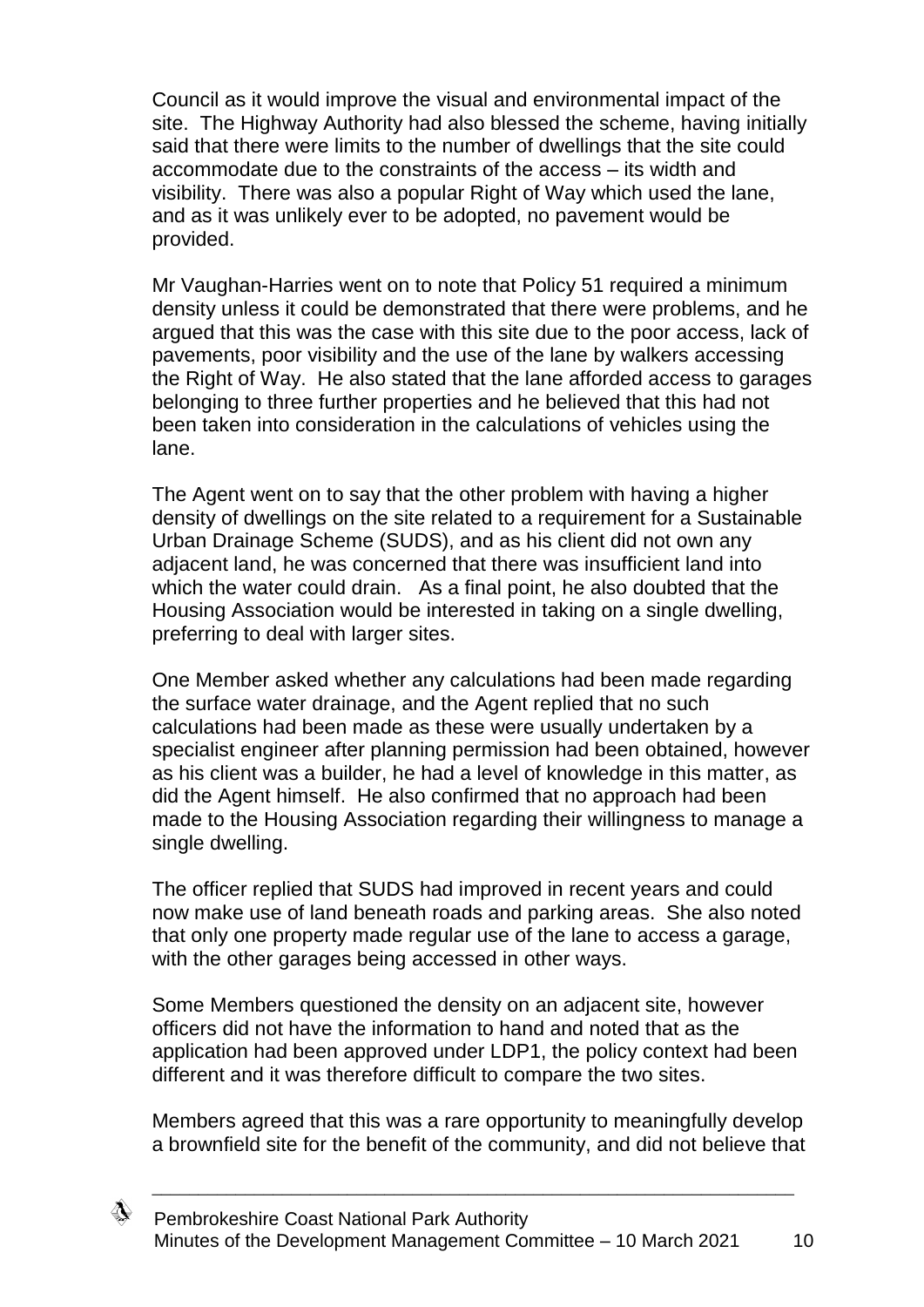Council as it would improve the visual and environmental impact of the site. The Highway Authority had also blessed the scheme, having initially said that there were limits to the number of dwellings that the site could accommodate due to the constraints of the access – its width and visibility. There was also a popular Right of Way which used the lane, and as it was unlikely ever to be adopted, no pavement would be provided.

Mr Vaughan-Harries went on to note that Policy 51 required a minimum density unless it could be demonstrated that there were problems, and he argued that this was the case with this site due to the poor access, lack of pavements, poor visibility and the use of the lane by walkers accessing the Right of Way. He also stated that the lane afforded access to garages belonging to three further properties and he believed that this had not been taken into consideration in the calculations of vehicles using the lane.

The Agent went on to say that the other problem with having a higher density of dwellings on the site related to a requirement for a Sustainable Urban Drainage Scheme (SUDS), and as his client did not own any adjacent land, he was concerned that there was insufficient land into which the water could drain. As a final point, he also doubted that the Housing Association would be interested in taking on a single dwelling, preferring to deal with larger sites.

One Member asked whether any calculations had been made regarding the surface water drainage, and the Agent replied that no such calculations had been made as these were usually undertaken by a specialist engineer after planning permission had been obtained, however as his client was a builder, he had a level of knowledge in this matter, as did the Agent himself. He also confirmed that no approach had been made to the Housing Association regarding their willingness to manage a single dwelling.

The officer replied that SUDS had improved in recent years and could now make use of land beneath roads and parking areas. She also noted that only one property made regular use of the lane to access a garage, with the other garages being accessed in other ways.

Some Members questioned the density on an adjacent site, however officers did not have the information to hand and noted that as the application had been approved under LDP1, the policy context had been different and it was therefore difficult to compare the two sites.

Members agreed that this was a rare opportunity to meaningfully develop a brownfield site for the benefit of the community, and did not believe that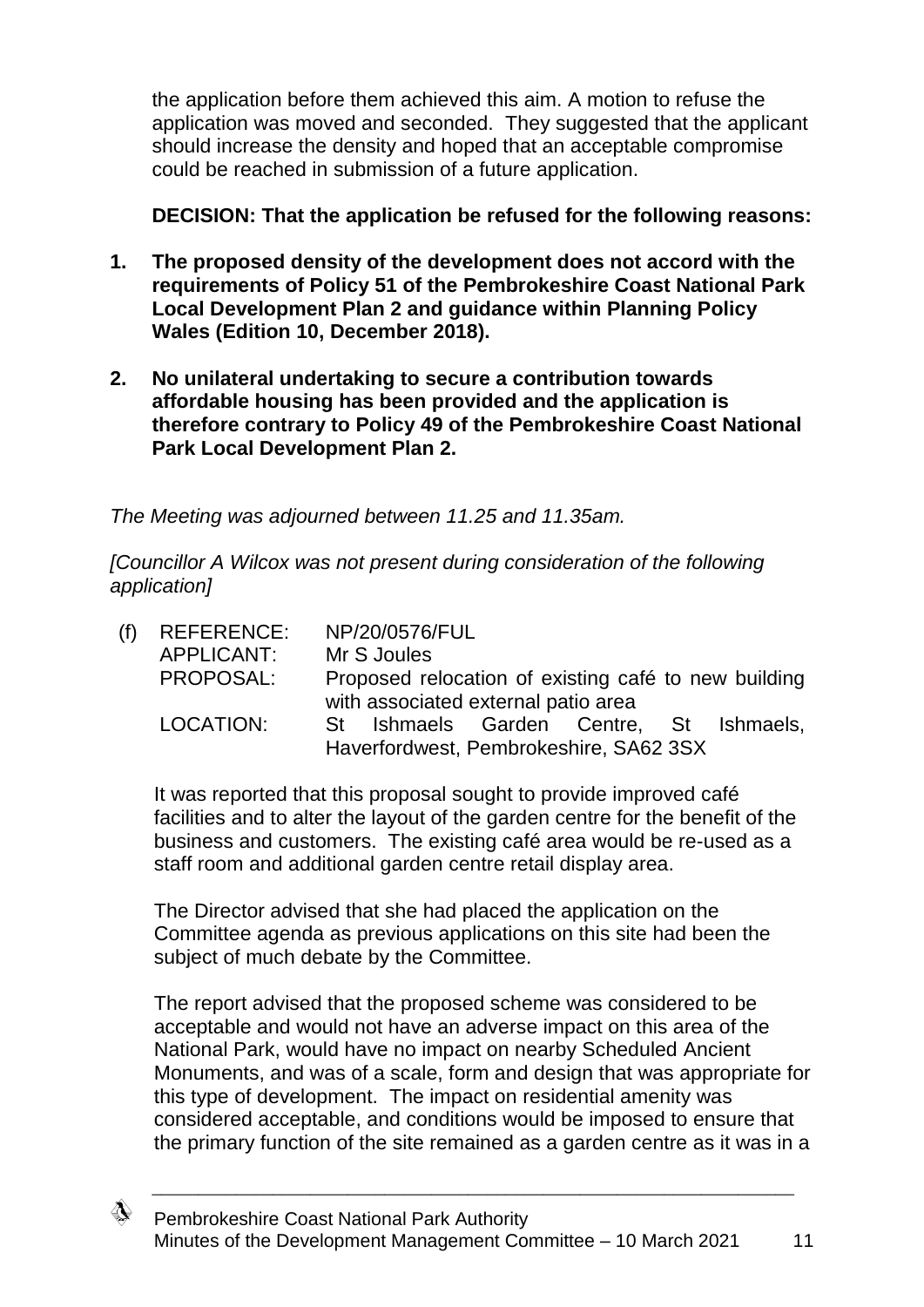the application before them achieved this aim. A motion to refuse the application was moved and seconded. They suggested that the applicant should increase the density and hoped that an acceptable compromise could be reached in submission of a future application.

**DECISION: That the application be refused for the following reasons:**

1. **The proposed density of the development does not accord with the requirements of Policy 51 of the Pembrokeshire Coast National Park Local Development Plan 2 and guidance within Planning Policy Wales (Edition 10, December 2018).**

2. **No unilateral undertaking to secure a contribution towards affordable housing has been provided and the application is therefore contrary to Policy 49 of the Pembrokeshire Coast National Park Local Development Plan 2.**

*The Meeting was adjourned between 11.25 and 11.35am.*

*[Councillor A Wilcox was not present during consideration of the following application]*

(f) REFERENCE: NP/20/0576/FUL
APPLICANT: Mr S Joules
PROPOSAL: Proposed relocation of existing café to new building with associated external patio area
LOCATION: St Ishmaels Garden Centre, St Ishmaels, Haverfordwest, Pembrokeshire, SA62 3SX

It was reported that this proposal sought to provide improved café facilities and to alter the layout of the garden centre for the benefit of the business and customers. The existing café area would be re-used as a staff room and additional garden centre retail display area.

The Director advised that she had placed the application on the Committee agenda as previous applications on this site had been the subject of much debate by the Committee.

The report advised that the proposed scheme was considered to be acceptable and would not have an adverse impact on this area of the National Park, would have no impact on nearby Scheduled Ancient Monuments, and was of a scale, form and design that was appropriate for this type of development. The impact on residential amenity was considered acceptable, and conditions would be imposed to ensure that the primary function of the site remained as a garden centre as it was in a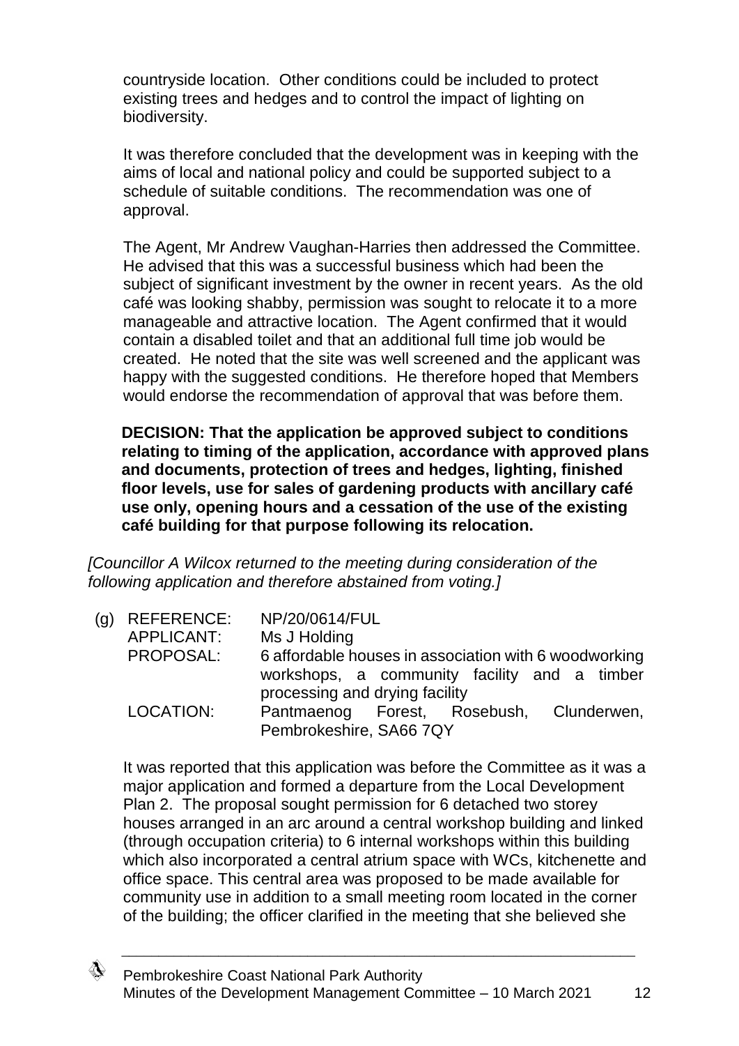countryside location. Other conditions could be included to protect existing trees and hedges and to control the impact of lighting on biodiversity.

It was therefore concluded that the development was in keeping with the aims of local and national policy and could be supported subject to a schedule of suitable conditions. The recommendation was one of approval.

The Agent, Mr Andrew Vaughan-Harries then addressed the Committee. He advised that this was a successful business which had been the subject of significant investment by the owner in recent years. As the old café was looking shabby, permission was sought to relocate it to a more manageable and attractive location. The Agent confirmed that it would contain a disabled toilet and that an additional full time job would be created. He noted that the site was well screened and the applicant was happy with the suggested conditions. He therefore hoped that Members would endorse the recommendation of approval that was before them.

**DECISION: That the application be approved subject to conditions relating to timing of the application, accordance with approved plans and documents, protection of trees and hedges, lighting, finished floor levels, use for sales of gardening products with ancillary café use only, opening hours and a cessation of the use of the existing café building for that purpose following its relocation.**

*[Councillor A Wilcox returned to the meeting during consideration of the following application and therefore abstained from voting.]*

(g) REFERENCE: NP/20/0614/FUL
APPLICANT: Ms J Holding
PROPOSAL: 6 affordable houses in association with 6 woodworking workshops, a community facility and a timber processing and drying facility
LOCATION: Pantmaenog Forest, Rosebush, Clunderwen, Pembrokeshire, SA66 7QY

It was reported that this application was before the Committee as it was a major application and formed a departure from the Local Development Plan 2. The proposal sought permission for 6 detached two storey houses arranged in an arc around a central workshop building and linked (through occupation criteria) to 6 internal workshops within this building which also incorporated a central atrium space with WCs, kitchenette and office space. This central area was proposed to be made available for community use in addition to a small meeting room located in the corner of the building; the officer clarified in the meeting that she believed she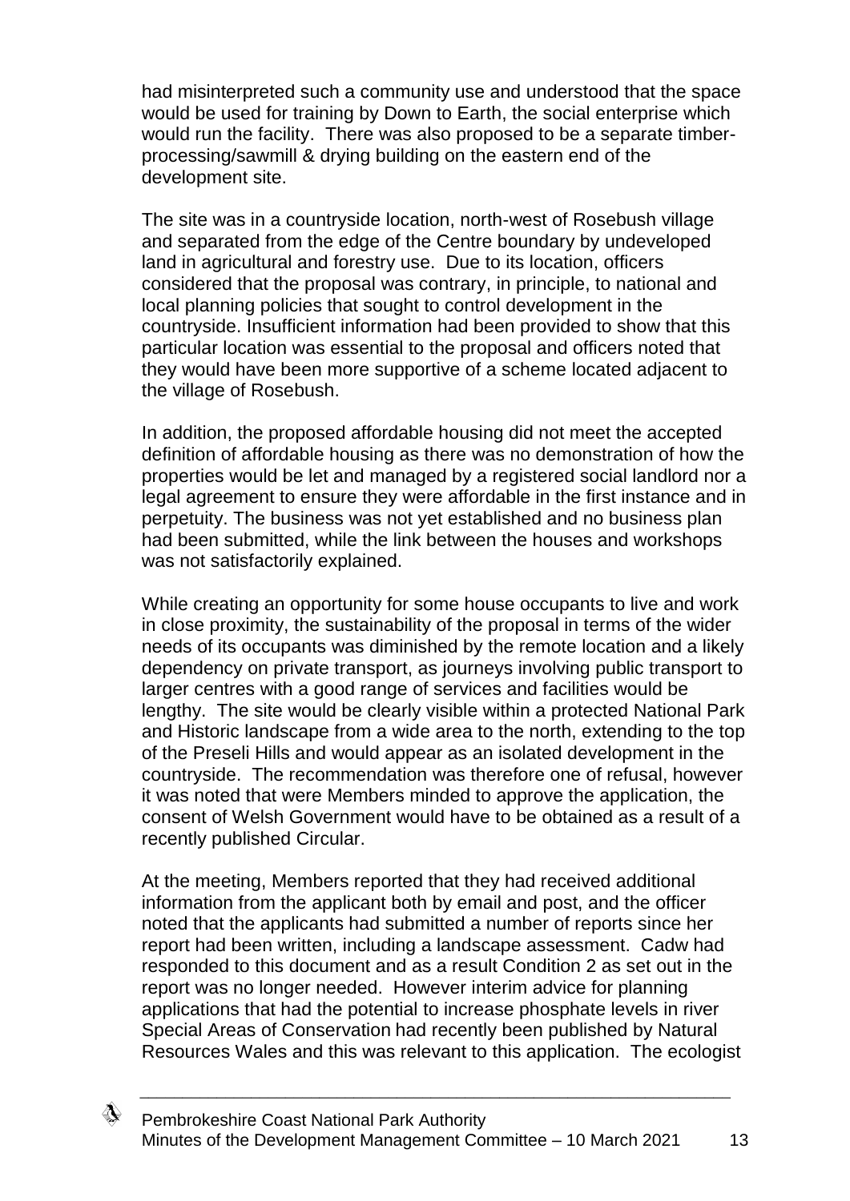had misinterpreted such a community use and understood that the space would be used for training by Down to Earth, the social enterprise which would run the facility. There was also proposed to be a separate timber-processing/sawmill & drying building on the eastern end of the development site.

The site was in a countryside location, north-west of Rosebush village and separated from the edge of the Centre boundary by undeveloped land in agricultural and forestry use. Due to its location, officers considered that the proposal was contrary, in principle, to national and local planning policies that sought to control development in the countryside. Insufficient information had been provided to show that this particular location was essential to the proposal and officers noted that they would have been more supportive of a scheme located adjacent to the village of Rosebush.

In addition, the proposed affordable housing did not meet the accepted definition of affordable housing as there was no demonstration of how the properties would be let and managed by a registered social landlord nor a legal agreement to ensure they were affordable in the first instance and in perpetuity. The business was not yet established and no business plan had been submitted, while the link between the houses and workshops was not satisfactorily explained.

While creating an opportunity for some house occupants to live and work in close proximity, the sustainability of the proposal in terms of the wider needs of its occupants was diminished by the remote location and a likely dependency on private transport, as journeys involving public transport to larger centres with a good range of services and facilities would be lengthy. The site would be clearly visible within a protected National Park and Historic landscape from a wide area to the north, extending to the top of the Preseli Hills and would appear as an isolated development in the countryside. The recommendation was therefore one of refusal, however it was noted that were Members minded to approve the application, the consent of Welsh Government would have to be obtained as a result of a recently published Circular.

At the meeting, Members reported that they had received additional information from the applicant both by email and post, and the officer noted that the applicants had submitted a number of reports since her report had been written, including a landscape assessment. Cadw had responded to this document and as a result Condition 2 as set out in the report was no longer needed. However interim advice for planning applications that had the potential to increase phosphate levels in river Special Areas of Conservation had recently been published by Natural Resources Wales and this was relevant to this application. The ecologist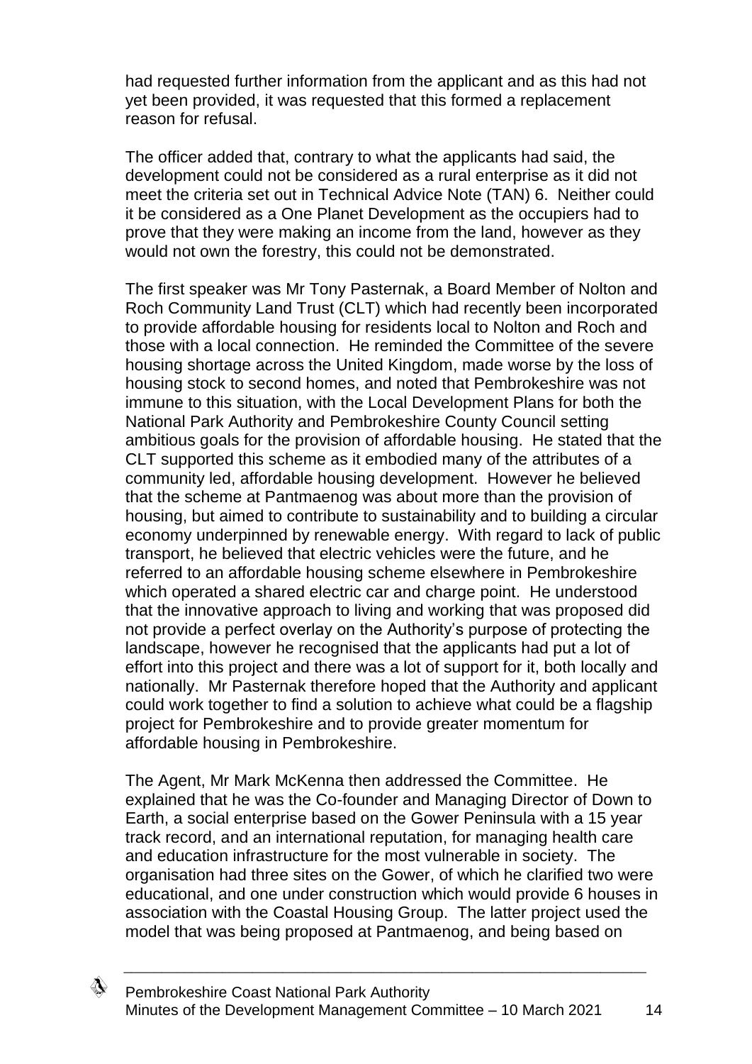had requested further information from the applicant and as this had not yet been provided, it was requested that this formed a replacement reason for refusal.

The officer added that, contrary to what the applicants had said, the development could not be considered as a rural enterprise as it did not meet the criteria set out in Technical Advice Note (TAN) 6. Neither could it be considered as a One Planet Development as the occupiers had to prove that they were making an income from the land, however as they would not own the forestry, this could not be demonstrated.

The first speaker was Mr Tony Pasternak, a Board Member of Nolton and Roch Community Land Trust (CLT) which had recently been incorporated to provide affordable housing for residents local to Nolton and Roch and those with a local connection. He reminded the Committee of the severe housing shortage across the United Kingdom, made worse by the loss of housing stock to second homes, and noted that Pembrokeshire was not immune to this situation, with the Local Development Plans for both the National Park Authority and Pembrokeshire County Council setting ambitious goals for the provision of affordable housing. He stated that the CLT supported this scheme as it embodied many of the attributes of a community led, affordable housing development. However he believed that the scheme at Pantmaenog was about more than the provision of housing, but aimed to contribute to sustainability and to building a circular economy underpinned by renewable energy. With regard to lack of public transport, he believed that electric vehicles were the future, and he referred to an affordable housing scheme elsewhere in Pembrokeshire which operated a shared electric car and charge point. He understood that the innovative approach to living and working that was proposed did not provide a perfect overlay on the Authority's purpose of protecting the landscape, however he recognised that the applicants had put a lot of effort into this project and there was a lot of support for it, both locally and nationally. Mr Pasternak therefore hoped that the Authority and applicant could work together to find a solution to achieve what could be a flagship project for Pembrokeshire and to provide greater momentum for affordable housing in Pembrokeshire.

The Agent, Mr Mark McKenna then addressed the Committee. He explained that he was the Co-founder and Managing Director of Down to Earth, a social enterprise based on the Gower Peninsula with a 15 year track record, and an international reputation, for managing health care and education infrastructure for the most vulnerable in society. The organisation had three sites on the Gower, of which he clarified two were educational, and one under construction which would provide 6 houses in association with the Coastal Housing Group. The latter project used the model that was being proposed at Pantmaenog, and being based on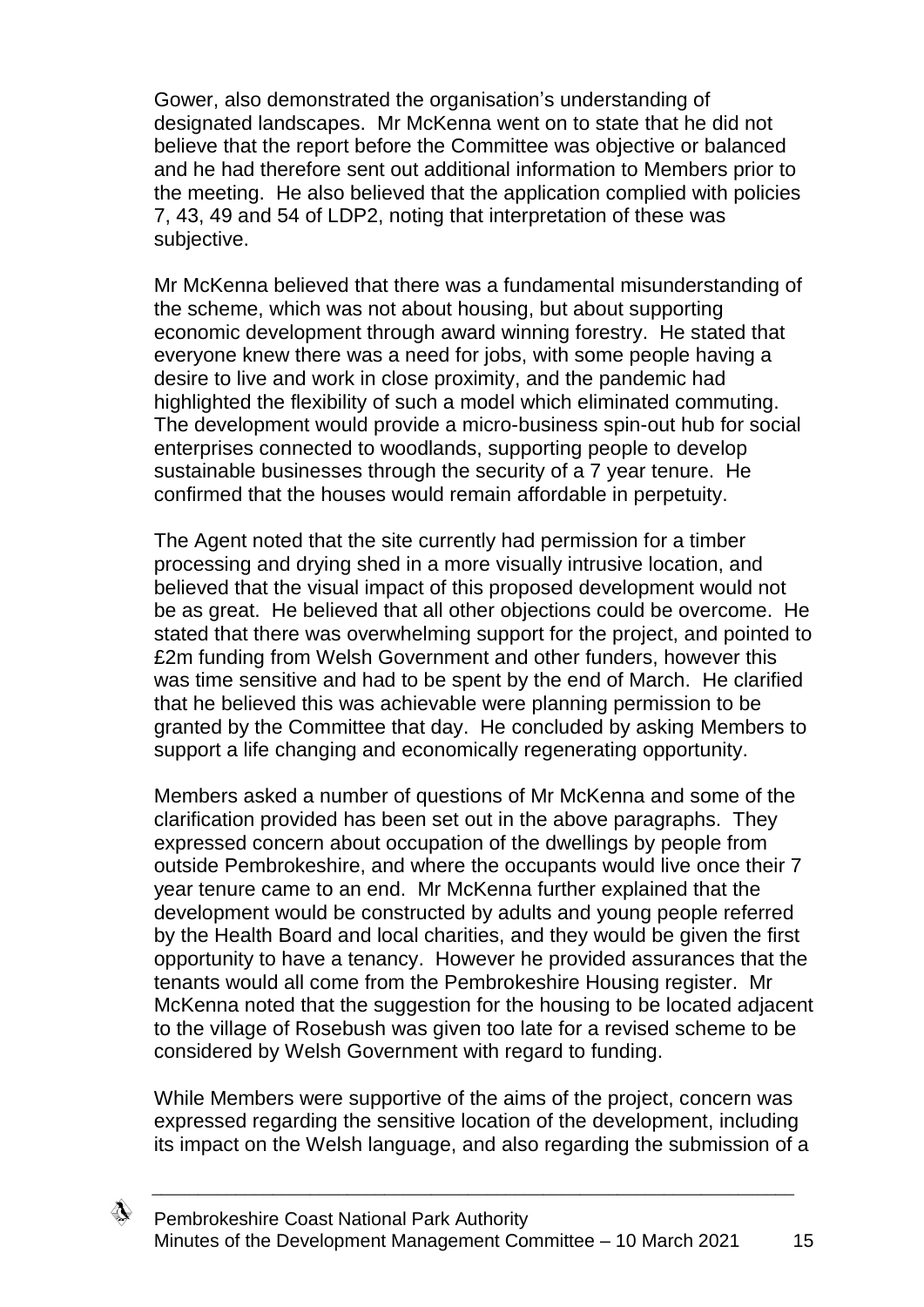Gower, also demonstrated the organisation's understanding of designated landscapes. Mr McKenna went on to state that he did not believe that the report before the Committee was objective or balanced and he had therefore sent out additional information to Members prior to the meeting. He also believed that the application complied with policies 7, 43, 49 and 54 of LDP2, noting that interpretation of these was subjective.

Mr McKenna believed that there was a fundamental misunderstanding of the scheme, which was not about housing, but about supporting economic development through award winning forestry. He stated that everyone knew there was a need for jobs, with some people having a desire to live and work in close proximity, and the pandemic had highlighted the flexibility of such a model which eliminated commuting. The development would provide a micro-business spin-out hub for social enterprises connected to woodlands, supporting people to develop sustainable businesses through the security of a 7 year tenure. He confirmed that the houses would remain affordable in perpetuity.

The Agent noted that the site currently had permission for a timber processing and drying shed in a more visually intrusive location, and believed that the visual impact of this proposed development would not be as great. He believed that all other objections could be overcome. He stated that there was overwhelming support for the project, and pointed to £2m funding from Welsh Government and other funders, however this was time sensitive and had to be spent by the end of March. He clarified that he believed this was achievable were planning permission to be granted by the Committee that day. He concluded by asking Members to support a life changing and economically regenerating opportunity.

Members asked a number of questions of Mr McKenna and some of the clarification provided has been set out in the above paragraphs. They expressed concern about occupation of the dwellings by people from outside Pembrokeshire, and where the occupants would live once their 7 year tenure came to an end. Mr McKenna further explained that the development would be constructed by adults and young people referred by the Health Board and local charities, and they would be given the first opportunity to have a tenancy. However he provided assurances that the tenants would all come from the Pembrokeshire Housing register. Mr McKenna noted that the suggestion for the housing to be located adjacent to the village of Rosebush was given too late for a revised scheme to be considered by Welsh Government with regard to funding.

While Members were supportive of the aims of the project, concern was expressed regarding the sensitive location of the development, including its impact on the Welsh language, and also regarding the submission of a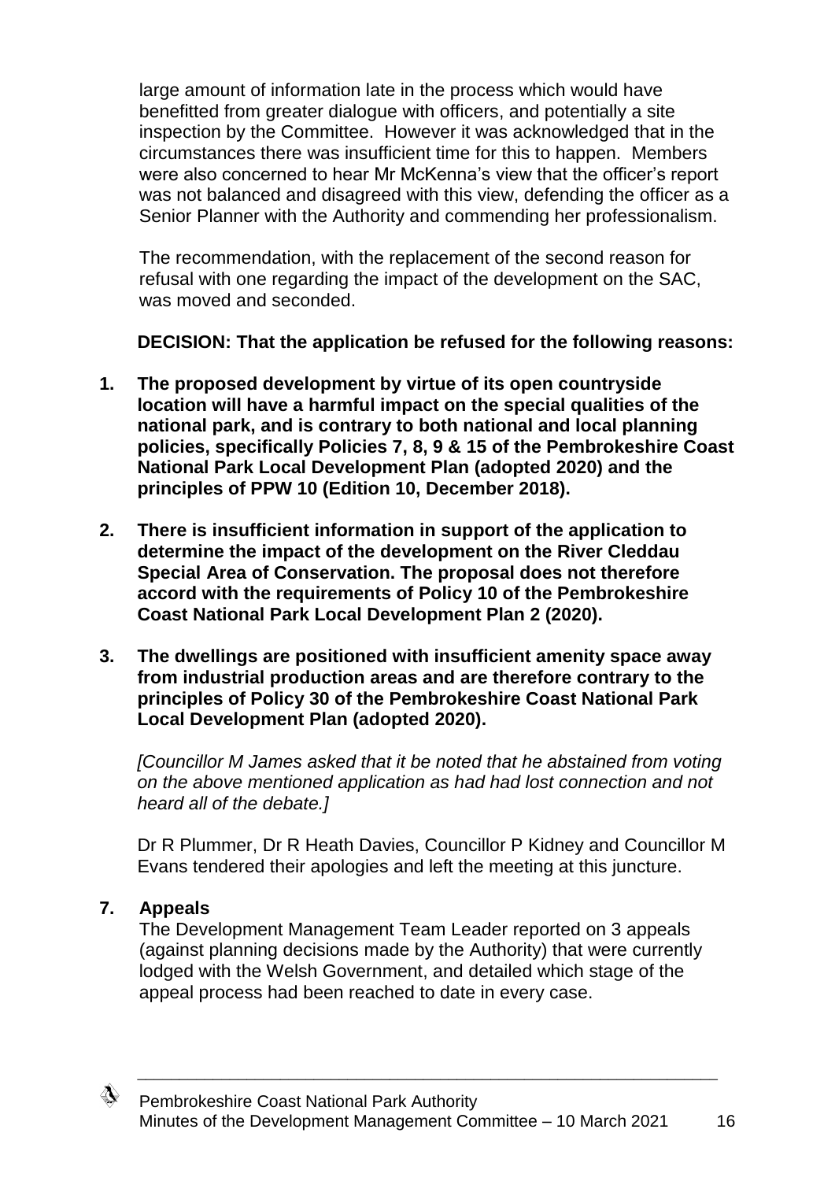large amount of information late in the process which would have benefitted from greater dialogue with officers, and potentially a site inspection by the Committee. However it was acknowledged that in the circumstances there was insufficient time for this to happen. Members were also concerned to hear Mr McKenna's view that the officer's report was not balanced and disagreed with this view, defending the officer as a Senior Planner with the Authority and commending her professionalism.

The recommendation, with the replacement of the second reason for refusal with one regarding the impact of the development on the SAC, was moved and seconded.

**DECISION: That the application be refused for the following reasons:**

1. **The proposed development by virtue of its open countryside location will have a harmful impact on the special qualities of the national park, and is contrary to both national and local planning policies, specifically Policies 7, 8, 9 & 15 of the Pembrokeshire Coast National Park Local Development Plan (adopted 2020) and the principles of PPW 10 (Edition 10, December 2018).**

2. **There is insufficient information in support of the application to determine the impact of the development on the River Cleddau Special Area of Conservation. The proposal does not therefore accord with the requirements of Policy 10 of the Pembrokeshire Coast National Park Local Development Plan 2 (2020).**

3. **The dwellings are positioned with insufficient amenity space away from industrial production areas and are therefore contrary to the principles of Policy 30 of the Pembrokeshire Coast National Park Local Development Plan (adopted 2020).**

*[Councillor M James asked that it be noted that he abstained from voting on the above mentioned application as had had lost connection and not heard all of the debate.]*

Dr R Plummer, Dr R Heath Davies, Councillor P Kidney and Councillor M Evans tendered their apologies and left the meeting at this juncture.

## 7. Appeals

The Development Management Team Leader reported on 3 appeals (against planning decisions made by the Authority) that were currently lodged with the Welsh Government, and detailed which stage of the appeal process had been reached to date in every case.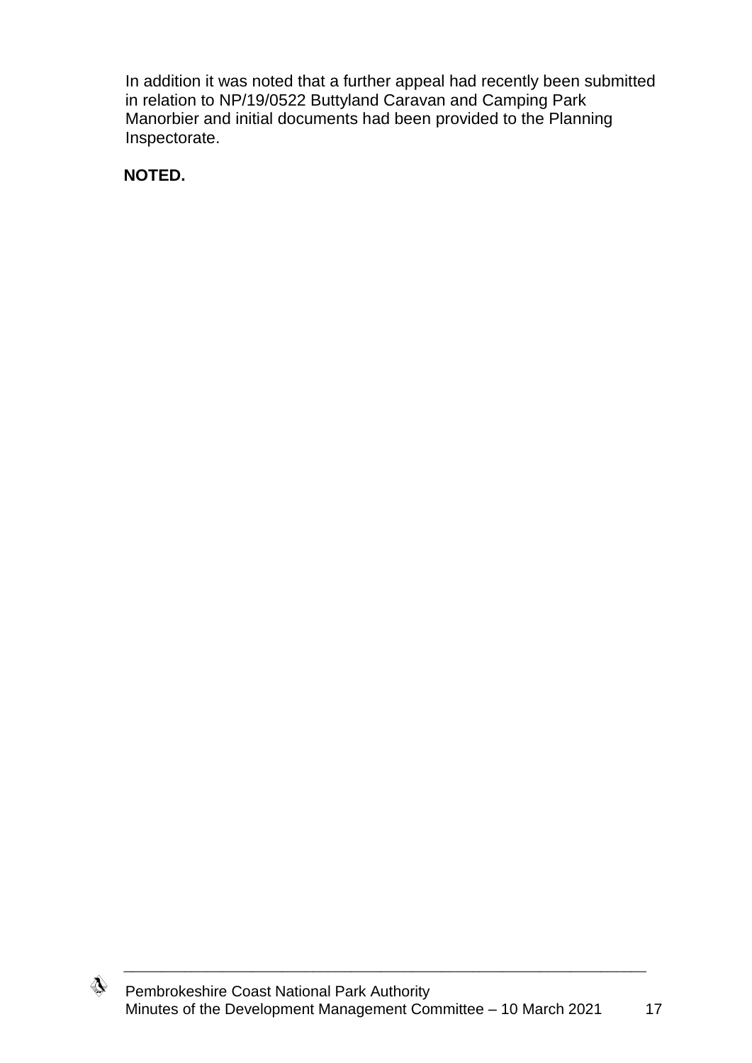In addition it was noted that a further appeal had recently been submitted in relation to NP/19/0522 Buttyland Caravan and Camping Park Manorbier and initial documents had been provided to the Planning Inspectorate.

**NOTED.**